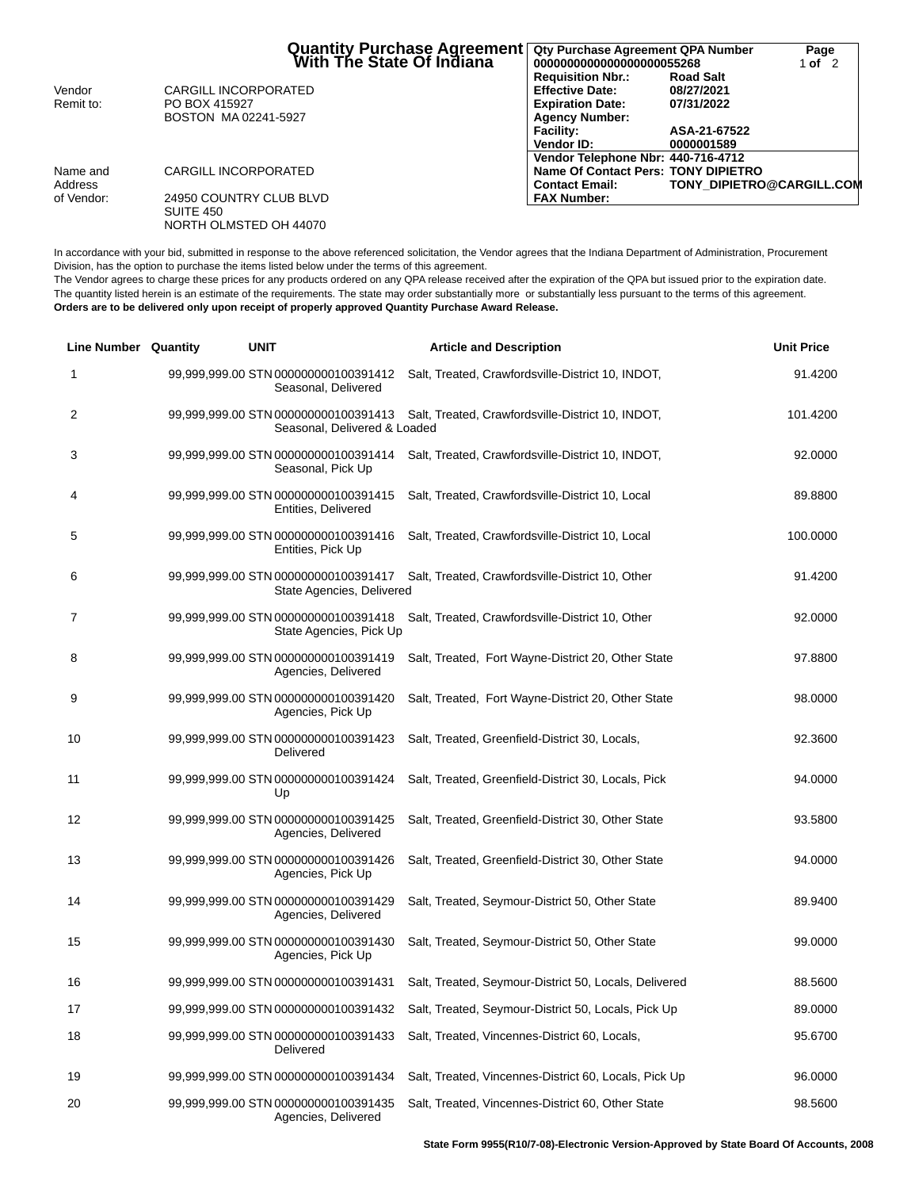# Quantity Purchase Agreement With The State Of Indiana

| Qty Purchase Agreement QPA Number | | Page |
|---|---|---|
| 0000000000000000000055268 | | 1 of 2 |
| Requisition Nbr.: | Road Salt | |
| Effective Date: | 08/27/2021 | |
| Expiration Date: | 07/31/2022 | |
| Agency Number: | | |
| Facility: | ASA-21-67522 | |
| Vendor ID: | 0000001589 | |
| Vendor Telephone Nbr: | 440-716-4712 | |
| Name Of Contact Pers: | TONY DIPIETRO | |
| Contact Email: | TONY_DIPIETRO@CARGILL.COM | |
| FAX Number: | | |

Vendor Remit to: CARGILL INCORPORATED
PO BOX 415927
BOSTON MA 02241-5927

Name and Address of Vendor: CARGILL INCORPORATED
24950 COUNTRY CLUB BLVD
SUITE 450
NORTH OLMSTED OH 44070

In accordance with your bid, submitted in response to the above referenced solicitation, the Vendor agrees that the Indiana Department of Administration, Procurement Division, has the option to purchase the items listed below under the terms of this agreement.
The Vendor agrees to charge these prices for any products ordered on any QPA release received after the expiration of the QPA but issued prior to the expiration date.
The quantity listed herein is an estimate of the requirements. The state may order substantially more or substantially less pursuant to the terms of this agreement.
**Orders are to be delivered only upon receipt of properly approved Quantity Purchase Award Release.**

| Line Number | Quantity | UNIT | Article and Description | Unit Price |
|---|---|---|---|---|
| 1 | 99,999,999.00 | STN | 000000000100391412 Salt, Treated, Crawfordsville-District 10, INDOT, Seasonal, Delivered | 91.4200 |
| 2 | 99,999,999.00 | STN | 000000000100391413 Salt, Treated, Crawfordsville-District 10, INDOT, Seasonal, Delivered & Loaded | 101.4200 |
| 3 | 99,999,999.00 | STN | 000000000100391414 Salt, Treated, Crawfordsville-District 10, INDOT, Seasonal, Pick Up | 92.0000 |
| 4 | 99,999,999.00 | STN | 000000000100391415 Salt, Treated, Crawfordsville-District 10, Local Entities, Delivered | 89.8800 |
| 5 | 99,999,999.00 | STN | 000000000100391416 Salt, Treated, Crawfordsville-District 10, Local Entities, Pick Up | 100.0000 |
| 6 | 99,999,999.00 | STN | 000000000100391417 Salt, Treated, Crawfordsville-District 10, Other State Agencies, Delivered | 91.4200 |
| 7 | 99,999,999.00 | STN | 000000000100391418 Salt, Treated, Crawfordsville-District 10, Other State Agencies, Pick Up | 92.0000 |
| 8 | 99,999,999.00 | STN | 000000000100391419 Salt, Treated, Fort Wayne-District 20, Other State Agencies, Delivered | 97.8800 |
| 9 | 99,999,999.00 | STN | 000000000100391420 Salt, Treated, Fort Wayne-District 20, Other State Agencies, Pick Up | 98.0000 |
| 10 | 99,999,999.00 | STN | 000000000100391423 Salt, Treated, Greenfield-District 30, Locals, Delivered | 92.3600 |
| 11 | 99,999,999.00 | STN | 000000000100391424 Salt, Treated, Greenfield-District 30, Locals, Pick Up | 94.0000 |
| 12 | 99,999,999.00 | STN | 000000000100391425 Salt, Treated, Greenfield-District 30, Other State Agencies, Delivered | 93.5800 |
| 13 | 99,999,999.00 | STN | 000000000100391426 Salt, Treated, Greenfield-District 30, Other State Agencies, Pick Up | 94.0000 |
| 14 | 99,999,999.00 | STN | 000000000100391429 Salt, Treated, Seymour-District 50, Other State Agencies, Delivered | 89.9400 |
| 15 | 99,999,999.00 | STN | 000000000100391430 Salt, Treated, Seymour-District 50, Other State Agencies, Pick Up | 99.0000 |
| 16 | 99,999,999.00 | STN | 000000000100391431 Salt, Treated, Seymour-District 50, Locals, Delivered | 88.5600 |
| 17 | 99,999,999.00 | STN | 000000000100391432 Salt, Treated, Seymour-District 50, Locals, Pick Up | 89.0000 |
| 18 | 99,999,999.00 | STN | 000000000100391433 Salt, Treated, Vincennes-District 60, Locals, Delivered | 95.6700 |
| 19 | 99,999,999.00 | STN | 000000000100391434 Salt, Treated, Vincennes-District 60, Locals, Pick Up | 96.0000 |
| 20 | 99,999,999.00 | STN | 000000000100391435 Salt, Treated, Vincennes-District 60, Other State Agencies, Delivered | 98.5600 |

**State Form 9955(R10/7-08)-Electronic Version-Approved by State Board Of Accounts, 2008**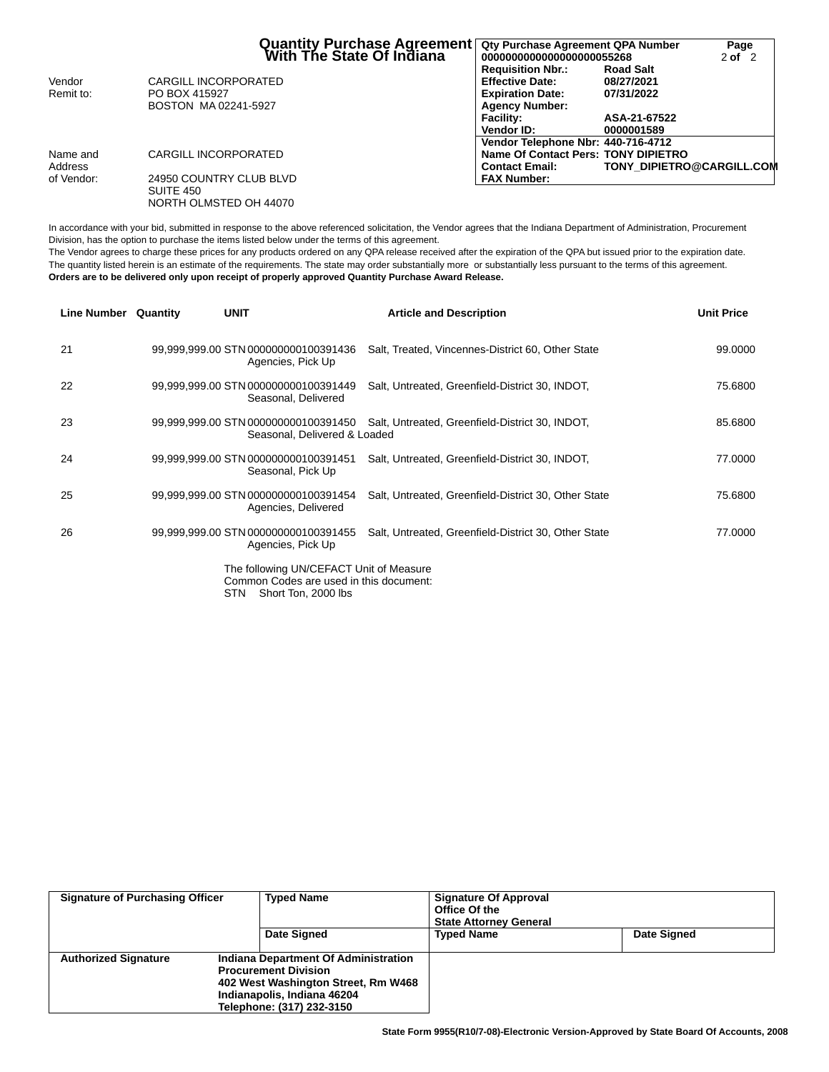# Quantity Purchase Agreement With The State Of Indiana

| | |
|---|---|
| Qty Purchase Agreement QPA Number | 0000000000000000000055268 |
| Requisition Nbr.: | Road Salt |
| Effective Date: | 08/27/2021 |
| Expiration Date: | 07/31/2022 |
| Agency Number: | |
| Facility: | ASA-21-67522 |
| Vendor ID: | 0000001589 |
| Vendor Telephone Nbr: | 440-716-4712 |
| Name Of Contact Pers: | TONY DIPIETRO |
| Contact Email: | TONY_DIPIETRO@CARGILL.COM |
| FAX Number: | |

Vendor Remit to: CARGILL INCORPORATED
PO BOX 415927
BOSTON MA 02241-5927

Name and Address of Vendor: CARGILL INCORPORATED
24950 COUNTRY CLUB BLVD
SUITE 450
NORTH OLMSTED OH 44070

In accordance with your bid, submitted in response to the above referenced solicitation, the Vendor agrees that the Indiana Department of Administration, Procurement Division, has the option to purchase the items listed below under the terms of this agreement.
The Vendor agrees to charge these prices for any products ordered on any QPA release received after the expiration of the QPA but issued prior to the expiration date.
The quantity listed herein is an estimate of the requirements. The state may order substantially more or substantially less pursuant to the terms of this agreement.
**Orders are to be delivered only upon receipt of properly approved Quantity Purchase Award Release.**

| Line Number | Quantity | UNIT | Article and Description | Unit Price |
|---|---|---|---|---|
| 21 | 99,999,999.00 | STN | 000000000100391436 Salt, Treated, Vincennes-District 60, Other State Agencies, Pick Up | 99.0000 |
| 22 | 99,999,999.00 | STN | 000000000100391449 Salt, Untreated, Greenfield-District 30, INDOT, Seasonal, Delivered | 75.6800 |
| 23 | 99,999,999.00 | STN | 000000000100391450 Salt, Untreated, Greenfield-District 30, INDOT, Seasonal, Delivered & Loaded | 85.6800 |
| 24 | 99,999,999.00 | STN | 000000000100391451 Salt, Untreated, Greenfield-District 30, INDOT, Seasonal, Pick Up | 77.0000 |
| 25 | 99,999,999.00 | STN | 000000000100391454 Salt, Untreated, Greenfield-District 30, Other State Agencies, Delivered | 75.6800 |
| 26 | 99,999,999.00 | STN | 000000000100391455 Salt, Untreated, Greenfield-District 30, Other State Agencies, Pick Up | 77.0000 |

The following UN/CEFACT Unit of Measure Common Codes are used in this document:
STN Short Ton, 2000 lbs

| Signature of Purchasing Officer | Typed Name | Signature Of Approval Office Of the State Attorney General | |
|---|---|---|---|
| | Date Signed | Typed Name | Date Signed |
| Authorized Signature | Indiana Department Of Administration<br>Procurement Division<br>402 West Washington Street, Rm W468<br>Indianapolis, Indiana 46204<br>Telephone: (317) 232-3150 | | |

State Form 9955(R10/7-08)-Electronic Version-Approved by State Board Of Accounts, 2008